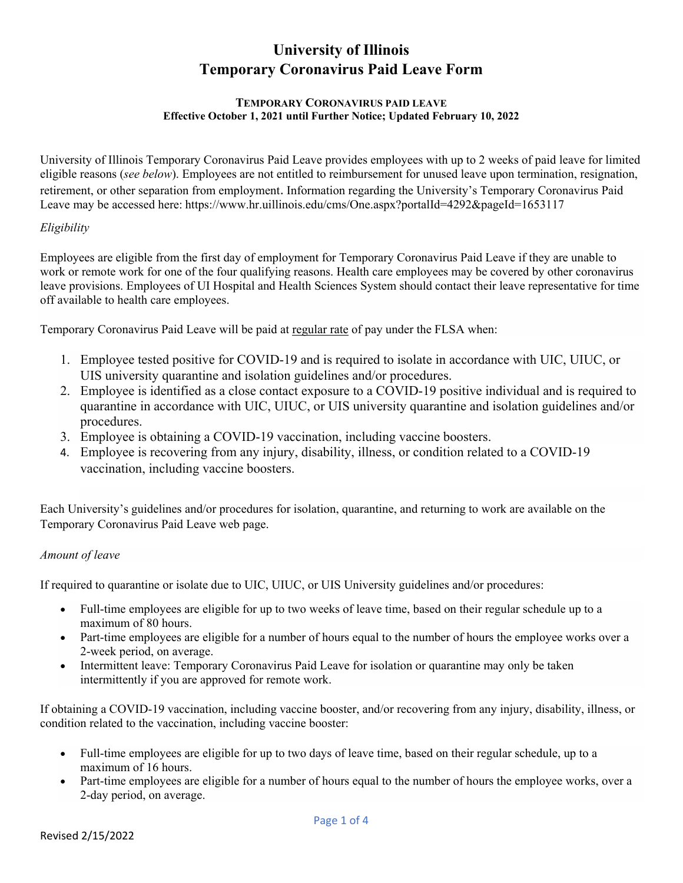# University of Illinois
# Temporary Coronavirus Paid Leave Form

**TEMPORARY CORONAVIRUS PAID LEAVE**
**Effective October 1, 2021 until Further Notice; Updated February 10, 2022**

University of Illinois Temporary Coronavirus Paid Leave provides employees with up to 2 weeks of paid leave for limited eligible reasons (*see below*). Employees are not entitled to reimbursement for unused leave upon termination, resignation, retirement, or other separation from employment. Information regarding the University's Temporary Coronavirus Paid Leave may be accessed here: https://www.hr.uillinois.edu/cms/One.aspx?portalId=4292&pageId=1653117

*Eligibility*

Employees are eligible from the first day of employment for Temporary Coronavirus Paid Leave if they are unable to work or remote work for one of the four qualifying reasons. Health care employees may be covered by other coronavirus leave provisions. Employees of UI Hospital and Health Sciences System should contact their leave representative for time off available to health care employees.

Temporary Coronavirus Paid Leave will be paid at regular rate of pay under the FLSA when:

1. Employee tested positive for COVID-19 and is required to isolate in accordance with UIC, UIUC, or UIS university quarantine and isolation guidelines and/or procedures.
2. Employee is identified as a close contact exposure to a COVID-19 positive individual and is required to quarantine in accordance with UIC, UIUC, or UIS university quarantine and isolation guidelines and/or procedures.
3. Employee is obtaining a COVID-19 vaccination, including vaccine boosters.
4. Employee is recovering from any injury, disability, illness, or condition related to a COVID-19 vaccination, including vaccine boosters.

Each University's guidelines and/or procedures for isolation, quarantine, and returning to work are available on the Temporary Coronavirus Paid Leave web page.

*Amount of leave*

If required to quarantine or isolate due to UIC, UIUC, or UIS University guidelines and/or procedures:

- Full-time employees are eligible for up to two weeks of leave time, based on their regular schedule up to a maximum of 80 hours.
- Part-time employees are eligible for a number of hours equal to the number of hours the employee works over a 2-week period, on average.
- Intermittent leave: Temporary Coronavirus Paid Leave for isolation or quarantine may only be taken intermittently if you are approved for remote work.

If obtaining a COVID-19 vaccination, including vaccine booster, and/or recovering from any injury, disability, illness, or condition related to the vaccination, including vaccine booster:

- Full-time employees are eligible for up to two days of leave time, based on their regular schedule, up to a maximum of 16 hours.
- Part-time employees are eligible for a number of hours equal to the number of hours the employee works, over a 2-day period, on average.

Revised 2/15/2022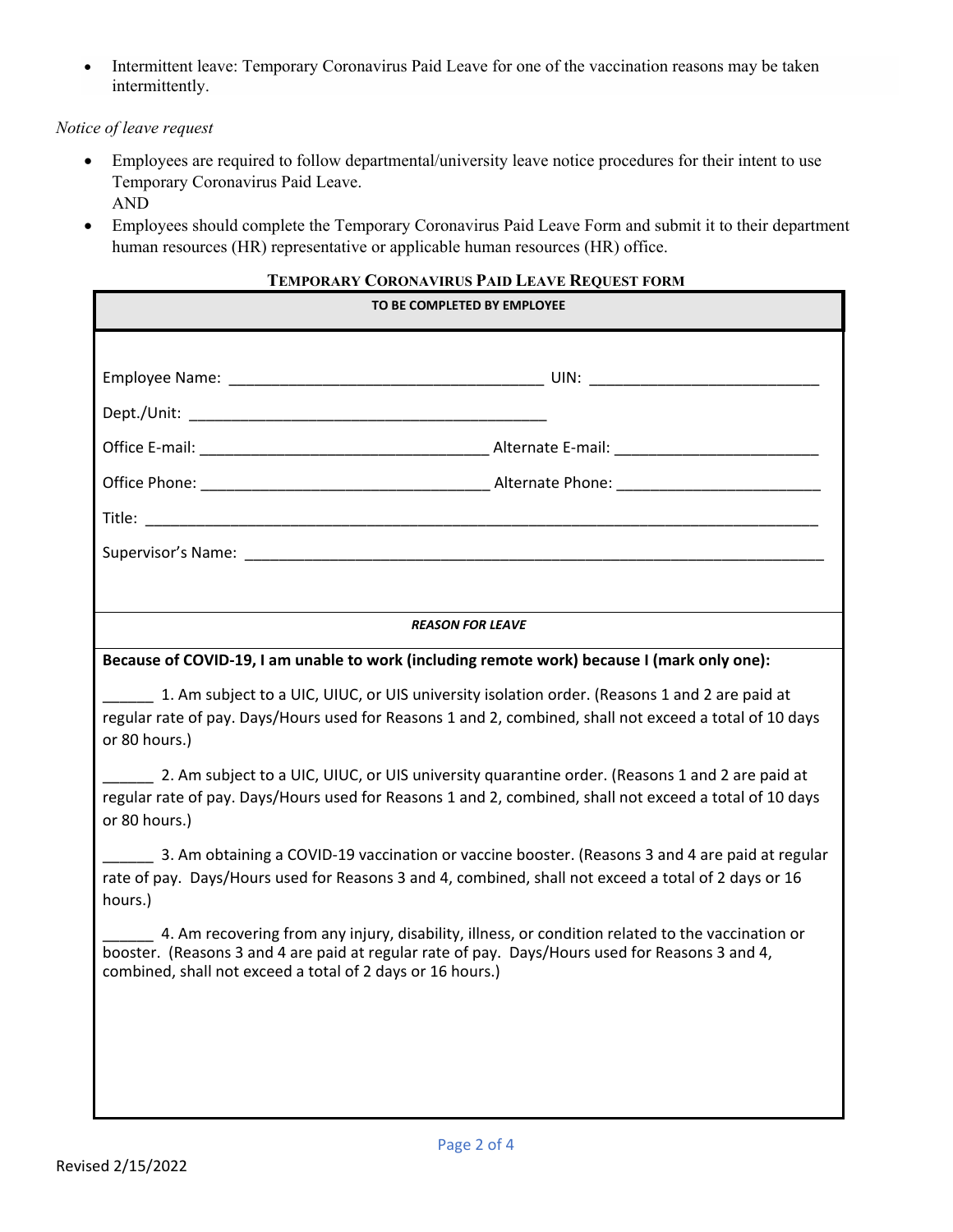- Intermittent leave: Temporary Coronavirus Paid Leave for one of the vaccination reasons may be taken intermittently.

*Notice of leave request*

- Employees are required to follow departmental/university leave notice procedures for their intent to use Temporary Coronavirus Paid Leave.
  AND
- Employees should complete the Temporary Coronavirus Paid Leave Form and submit it to their department human resources (HR) representative or applicable human resources (HR) office.

## TEMPORARY CORONAVIRUS PAID LEAVE REQUEST FORM

**TO BE COMPLETED BY EMPLOYEE**

Employee Name: ____________________________________ UIN: __________________________

Dept./Unit: __________________________________________

Office E-mail: ________________________________ Alternate E-mail: _______________________

Office Phone: ________________________________ Alternate Phone: _______________________

Title: ____________________________________________________________________________

Supervisor's Name: __________________________________________________________________

***REASON FOR LEAVE***

**Because of COVID-19, I am unable to work (including remote work) because I (mark only one):**

______ 1. Am subject to a UIC, UIUC, or UIS university isolation order. (Reasons 1 and 2 are paid at regular rate of pay. Days/Hours used for Reasons 1 and 2, combined, shall not exceed a total of 10 days or 80 hours.)

______ 2. Am subject to a UIC, UIUC, or UIS university quarantine order. (Reasons 1 and 2 are paid at regular rate of pay. Days/Hours used for Reasons 1 and 2, combined, shall not exceed a total of 10 days or 80 hours.)

______ 3. Am obtaining a COVID-19 vaccination or vaccine booster. (Reasons 3 and 4 are paid at regular rate of pay. Days/Hours used for Reasons 3 and 4, combined, shall not exceed a total of 2 days or 16 hours.)

______ 4. Am recovering from any injury, disability, illness, or condition related to the vaccination or booster. (Reasons 3 and 4 are paid at regular rate of pay. Days/Hours used for Reasons 3 and 4, combined, shall not exceed a total of 2 days or 16 hours.)

Revised 2/15/2022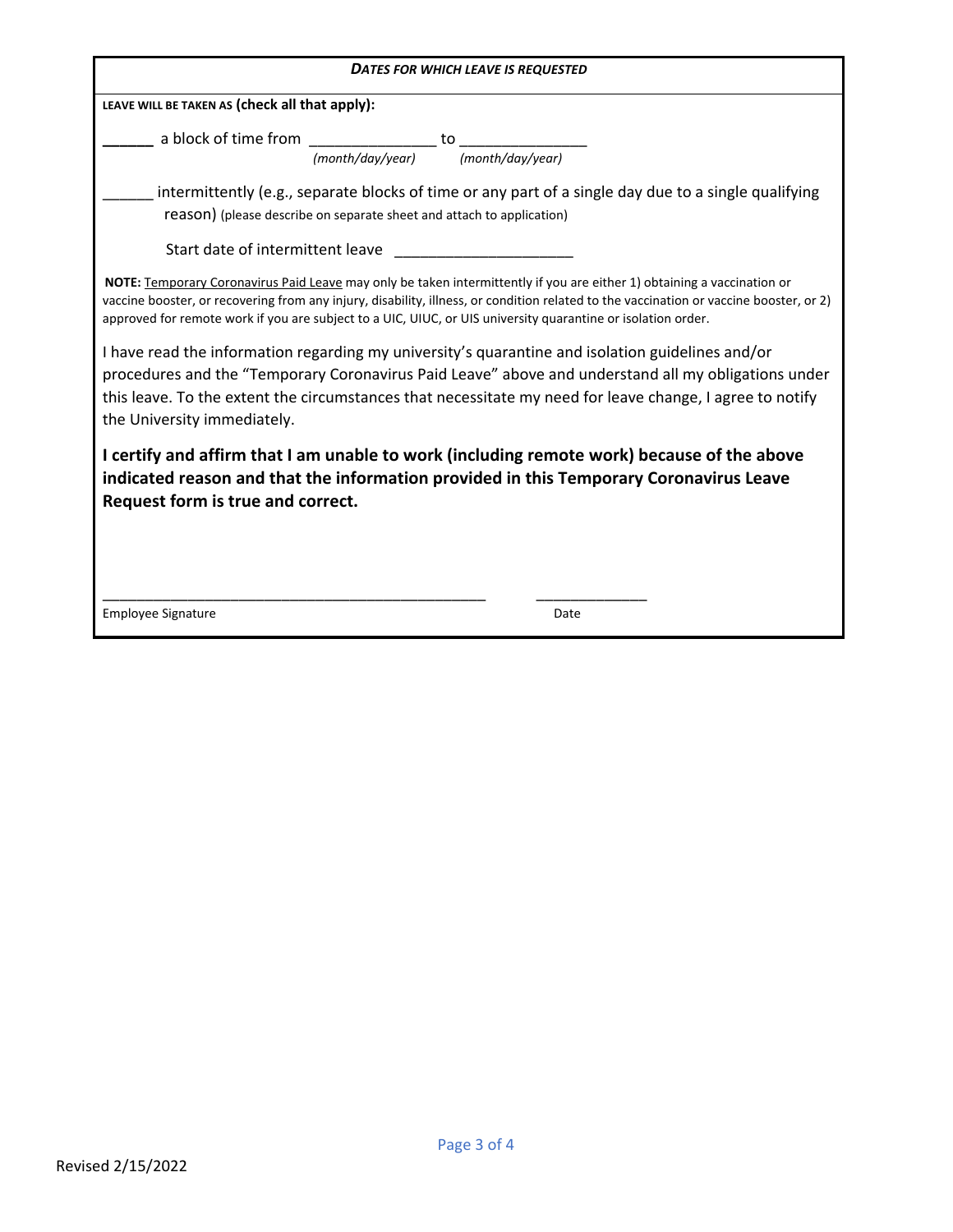***DATES FOR WHICH LEAVE IS REQUESTED***

LEAVE WILL BE TAKEN AS **(check all that apply):**

______ a block of time from _______________ to _______________
*(month/day/year)* *(month/day/year)*

______ intermittently (e.g., separate blocks of time or any part of a single day due to a single qualifying reason) (please describe on separate sheet and attach to application)

Start date of intermittent leave _____________________

**NOTE:** Temporary Coronavirus Paid Leave may only be taken intermittently if you are either 1) obtaining a vaccination or vaccine booster, or recovering from any injury, disability, illness, or condition related to the vaccination or vaccine booster, or 2) approved for remote work if you are subject to a UIC, UIUC, or UIS university quarantine or isolation order.

I have read the information regarding my university's quarantine and isolation guidelines and/or procedures and the "Temporary Coronavirus Paid Leave" above and understand all my obligations under this leave. To the extent the circumstances that necessitate my need for leave change, I agree to notify the University immediately.

**I certify and affirm that I am unable to work (including remote work) because of the above indicated reason and that the information provided in this Temporary Coronavirus Leave Request form is true and correct.**

_________________________________________________ ______________

Employee Signature Date

Revised 2/15/2022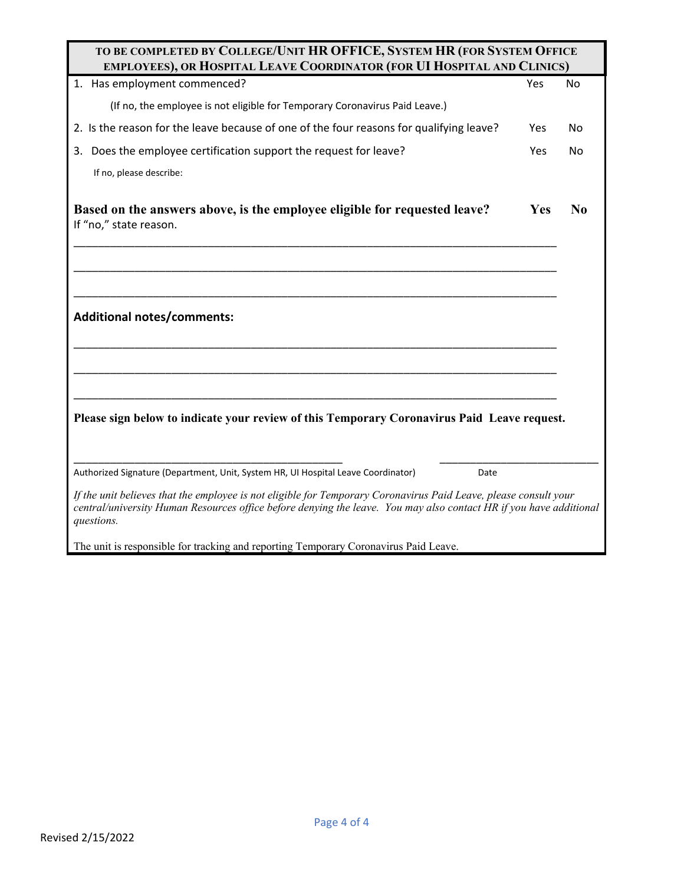**TO BE COMPLETED BY COLLEGE/UNIT HR OFFICE, SYSTEM HR (FOR SYSTEM OFFICE EMPLOYEES), OR HOSPITAL LEAVE COORDINATOR (FOR UI HOSPITAL AND CLINICS)**

1. Has employment commenced? Yes No

   (If no, the employee is not eligible for Temporary Coronavirus Paid Leave.)

2. Is the reason for the leave because of one of the four reasons for qualifying leave? Yes No

3. Does the employee certification support the request for leave? Yes No

   If no, please describe:

**Based on the answers above, is the employee eligible for requested leave? Yes No**

If "no," state reason.

\_\_\_\_\_\_\_\_\_\_\_\_\_\_\_\_\_\_\_\_\_\_\_\_\_\_\_\_\_\_\_\_\_\_\_\_\_\_\_\_\_\_\_\_\_\_\_\_\_\_\_\_\_\_\_\_\_\_\_\_\_\_\_\_\_\_\_\_\_\_\_\_

\_\_\_\_\_\_\_\_\_\_\_\_\_\_\_\_\_\_\_\_\_\_\_\_\_\_\_\_\_\_\_\_\_\_\_\_\_\_\_\_\_\_\_\_\_\_\_\_\_\_\_\_\_\_\_\_\_\_\_\_\_\_\_\_\_\_\_\_\_\_\_\_

\_\_\_\_\_\_\_\_\_\_\_\_\_\_\_\_\_\_\_\_\_\_\_\_\_\_\_\_\_\_\_\_\_\_\_\_\_\_\_\_\_\_\_\_\_\_\_\_\_\_\_\_\_\_\_\_\_\_\_\_\_\_\_\_\_\_\_\_\_\_\_\_

**Additional notes/comments:**

\_\_\_\_\_\_\_\_\_\_\_\_\_\_\_\_\_\_\_\_\_\_\_\_\_\_\_\_\_\_\_\_\_\_\_\_\_\_\_\_\_\_\_\_\_\_\_\_\_\_\_\_\_\_\_\_\_\_\_\_\_\_\_\_\_\_\_\_\_\_\_\_

\_\_\_\_\_\_\_\_\_\_\_\_\_\_\_\_\_\_\_\_\_\_\_\_\_\_\_\_\_\_\_\_\_\_\_\_\_\_\_\_\_\_\_\_\_\_\_\_\_\_\_\_\_\_\_\_\_\_\_\_\_\_\_\_\_\_\_\_\_\_\_\_

\_\_\_\_\_\_\_\_\_\_\_\_\_\_\_\_\_\_\_\_\_\_\_\_\_\_\_\_\_\_\_\_\_\_\_\_\_\_\_\_\_\_\_\_\_\_\_\_\_\_\_\_\_\_\_\_\_\_\_\_\_\_\_\_\_\_\_\_\_\_\_\_

**Please sign below to indicate your review of this Temporary Coronavirus Paid Leave request.**

\_\_\_\_\_\_\_\_\_\_\_\_\_\_\_\_\_\_\_\_\_\_\_\_\_\_\_\_\_\_\_\_\_\_\_\_\_\_\_\_\_\_\_\_ \_\_\_\_\_\_\_\_\_\_\_\_\_\_\_\_\_\_\_\_\_\_\_\_\_\_

Authorized Signature (Department, Unit, System HR, UI Hospital Leave Coordinator) Date

*If the unit believes that the employee is not eligible for Temporary Coronavirus Paid Leave, please consult your central/university Human Resources office before denying the leave. You may also contact HR if you have additional questions.*

The unit is responsible for tracking and reporting Temporary Coronavirus Paid Leave.

Revised 2/15/2022